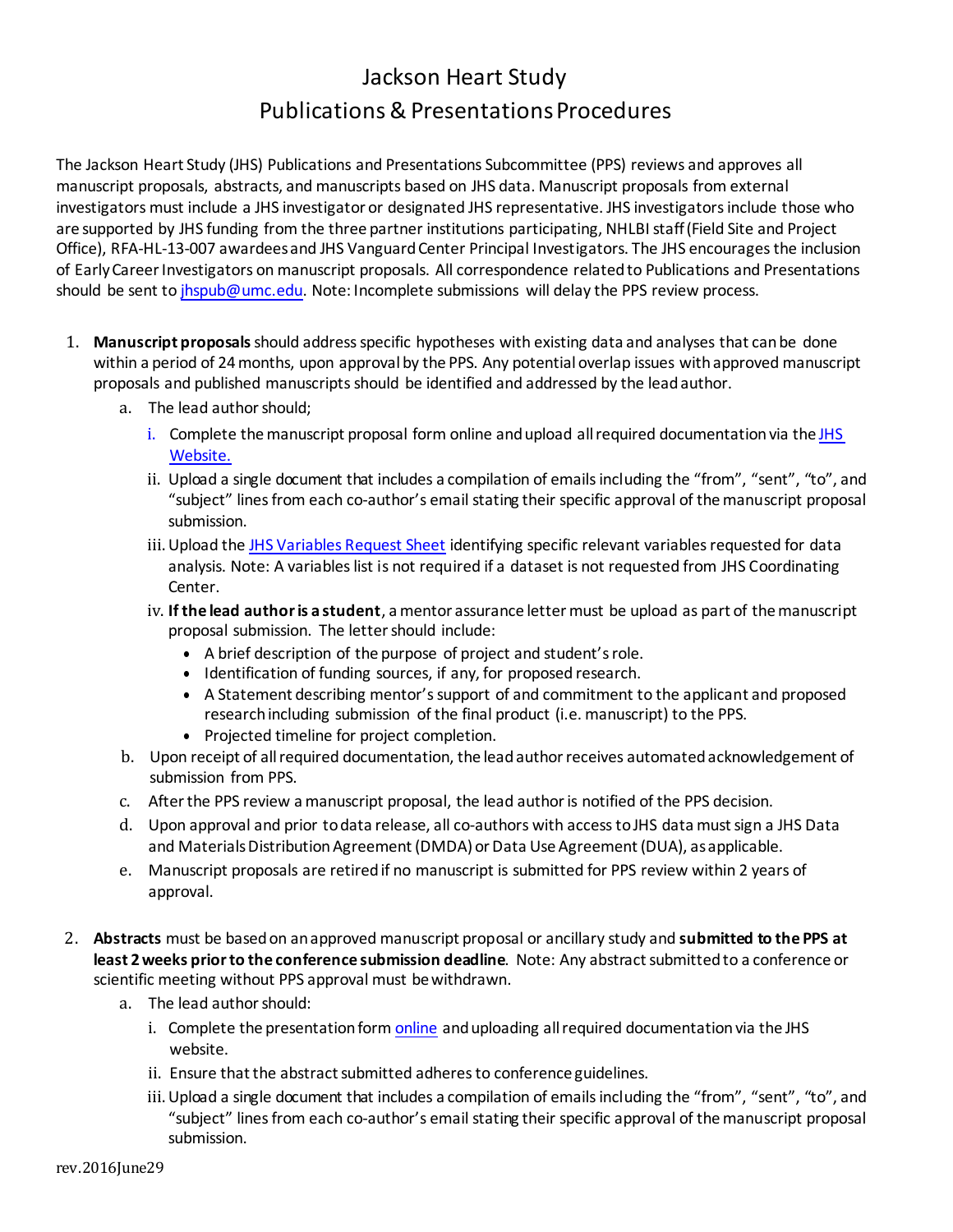# Jackson Heart Study
# Publications & Presentations Procedures

The Jackson Heart Study (JHS) Publications and Presentations Subcommittee (PPS) reviews and approves all manuscript proposals, abstracts, and manuscripts based on JHS data. Manuscript proposals from external investigators must include a JHS investigator or designated JHS representative. JHS investigators include those who are supported by JHS funding from the three partner institutions participating, NHLBI staff (Field Site and Project Office), RFA-HL-13-007 awardees and JHS Vanguard Center Principal Investigators. The JHS encourages the inclusion of Early Career Investigators on manuscript proposals. All correspondence related to Publications and Presentations should be sent to jhspub@umc.edu. Note: Incomplete submissions will delay the PPS review process.

1. **Manuscript proposals** should address specific hypotheses with existing data and analyses that can be done within a period of 24 months, upon approval by the PPS. Any potential overlap issues with approved manuscript proposals and published manuscripts should be identified and addressed by the lead author.
   a. The lead author should;
      i. Complete the manuscript proposal form online and upload all required documentation via the JHS Website.
      ii. Upload a single document that includes a compilation of emails including the "from", "sent", "to", and "subject" lines from each co-author's email stating their specific approval of the manuscript proposal submission.
      iii. Upload the JHS Variables Request Sheet identifying specific relevant variables requested for data analysis. Note: A variables list is not required if a dataset is not requested from JHS Coordinating Center.
      iv. **If the lead author is a student**, a mentor assurance letter must be upload as part of the manuscript proposal submission. The letter should include:
         - A brief description of the purpose of project and student's role.
         - Identification of funding sources, if any, for proposed research.
         - A Statement describing mentor's support of and commitment to the applicant and proposed research including submission of the final product (i.e. manuscript) to the PPS.
         - Projected timeline for project completion.
   b. Upon receipt of all required documentation, the lead author receives automated acknowledgement of submission from PPS.
   c. After the PPS review a manuscript proposal, the lead author is notified of the PPS decision.
   d. Upon approval and prior to data release, all co-authors with access to JHS data must sign a JHS Data and Materials Distribution Agreement (DMDA) or Data Use Agreement (DUA), as applicable.
   e. Manuscript proposals are retired if no manuscript is submitted for PPS review within 2 years of approval.

2. **Abstracts** must be based on an approved manuscript proposal or ancillary study and **submitted to the PPS at least 2 weeks prior to the conference submission deadline**. Note: Any abstract submitted to a conference or scientific meeting without PPS approval must be withdrawn.
   a. The lead author should:
      i. Complete the presentation form online and uploading all required documentation via the JHS website.
      ii. Ensure that the abstract submitted adheres to conference guidelines.
      iii. Upload a single document that includes a compilation of emails including the "from", "sent", "to", and "subject" lines from each co-author's email stating their specific approval of the manuscript proposal submission.

rev.2016June29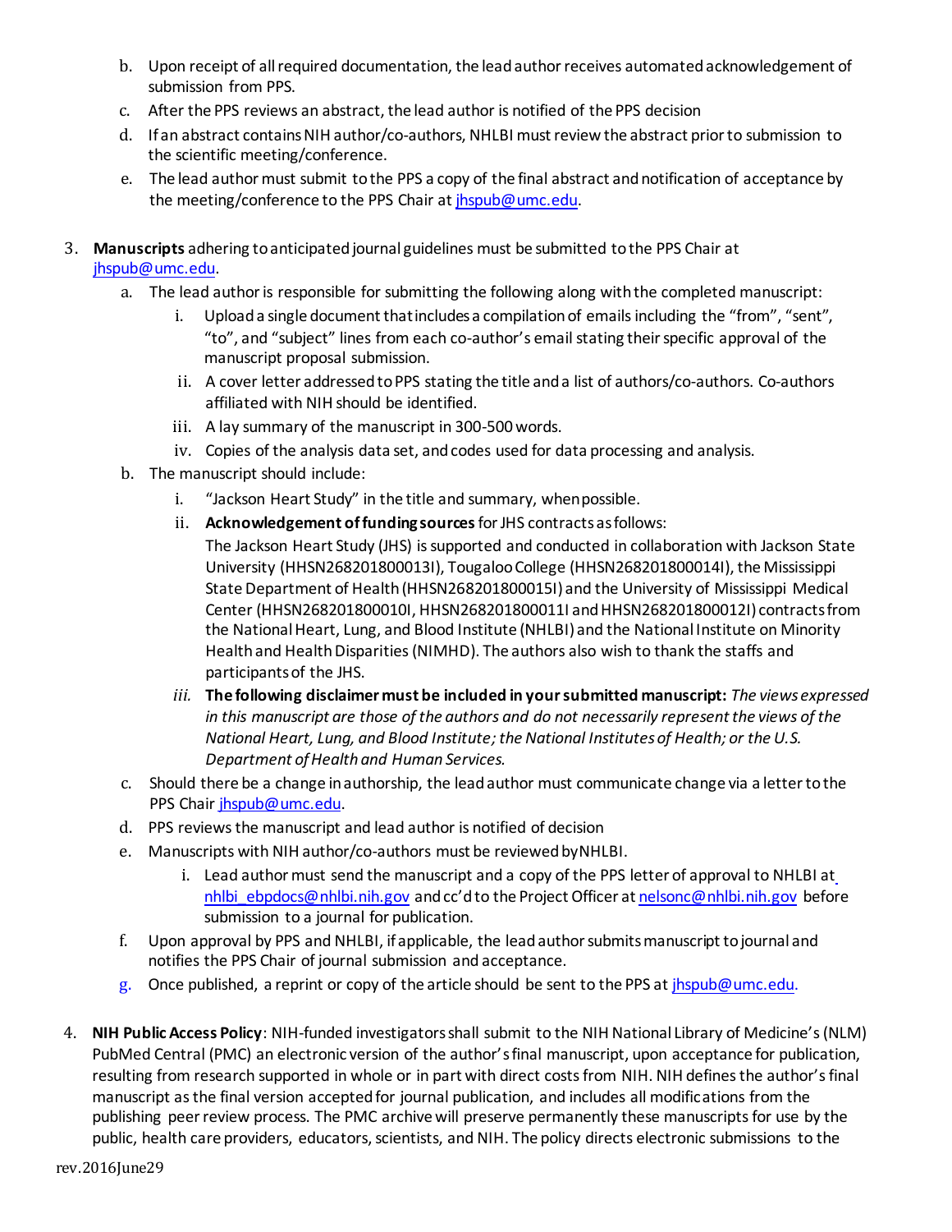b. Upon receipt of all required documentation, the lead author receives automated acknowledgement of submission from PPS.
   c. After the PPS reviews an abstract, the lead author is notified of the PPS decision
   d. If an abstract contains NIH author/co-authors, NHLBI must review the abstract prior to submission to the scientific meeting/conference.
   e. The lead author must submit to the PPS a copy of the final abstract and notification of acceptance by the meeting/conference to the PPS Chair at jhspub@umc.edu.

3. **Manuscripts** adhering to anticipated journal guidelines must be submitted to the PPS Chair at jhspub@umc.edu.
   a. The lead author is responsible for submitting the following along with the completed manuscript:
      i. Upload a single document that includes a compilation of emails including the "from", "sent", "to", and "subject" lines from each co-author's email stating their specific approval of the manuscript proposal submission.
      ii. A cover letter addressed to PPS stating the title and a list of authors/co-authors. Co-authors affiliated with NIH should be identified.
      iii. A lay summary of the manuscript in 300-500 words.
      iv. Copies of the analysis data set, and codes used for data processing and analysis.
   b. The manuscript should include:
      i. "Jackson Heart Study" in the title and summary, when possible.
      ii. **Acknowledgement of funding sources** for JHS contracts as follows:
      The Jackson Heart Study (JHS) is supported and conducted in collaboration with Jackson State University (HHSN268201800013I), Tougaloo College (HHSN268201800014I), the Mississippi State Department of Health (HHSN268201800015I) and the University of Mississippi Medical Center (HHSN268201800010I, HHSN268201800011I and HHSN268201800012I) contracts from the National Heart, Lung, and Blood Institute (NHLBI) and the National Institute on Minority Health and Health Disparities (NIMHD). The authors also wish to thank the staffs and participants of the JHS.
      *iii.* **The following disclaimer must be included in your submitted manuscript:** *The views expressed in this manuscript are those of the authors and do not necessarily represent the views of the National Heart, Lung, and Blood Institute; the National Institutes of Health; or the U.S. Department of Health and Human Services.*
   c. Should there be a change in authorship, the lead author must communicate change via a letter to the PPS Chair jhspub@umc.edu.
   d. PPS reviews the manuscript and lead author is notified of decision
   e. Manuscripts with NIH author/co-authors must be reviewed by NHLBI.
      i. Lead author must send the manuscript and a copy of the PPS letter of approval to NHLBI at nhlbi_ebpdocs@nhlbi.nih.gov and cc'd to the Project Officer at nelsonc@nhlbi.nih.gov before submission to a journal for publication.
   f. Upon approval by PPS and NHLBI, if applicable, the lead author submits manuscript to journal and notifies the PPS Chair of journal submission and acceptance.
   g. Once published, a reprint or copy of the article should be sent to the PPS at jhspub@umc.edu.

4. **NIH Public Access Policy**: NIH-funded investigators shall submit to the NIH National Library of Medicine's (NLM) PubMed Central (PMC) an electronic version of the author's final manuscript, upon acceptance for publication, resulting from research supported in whole or in part with direct costs from NIH. NIH defines the author's final manuscript as the final version accepted for journal publication, and includes all modifications from the publishing peer review process. The PMC archive will preserve permanently these manuscripts for use by the public, health care providers, educators, scientists, and NIH. The policy directs electronic submissions to the

rev.2016June29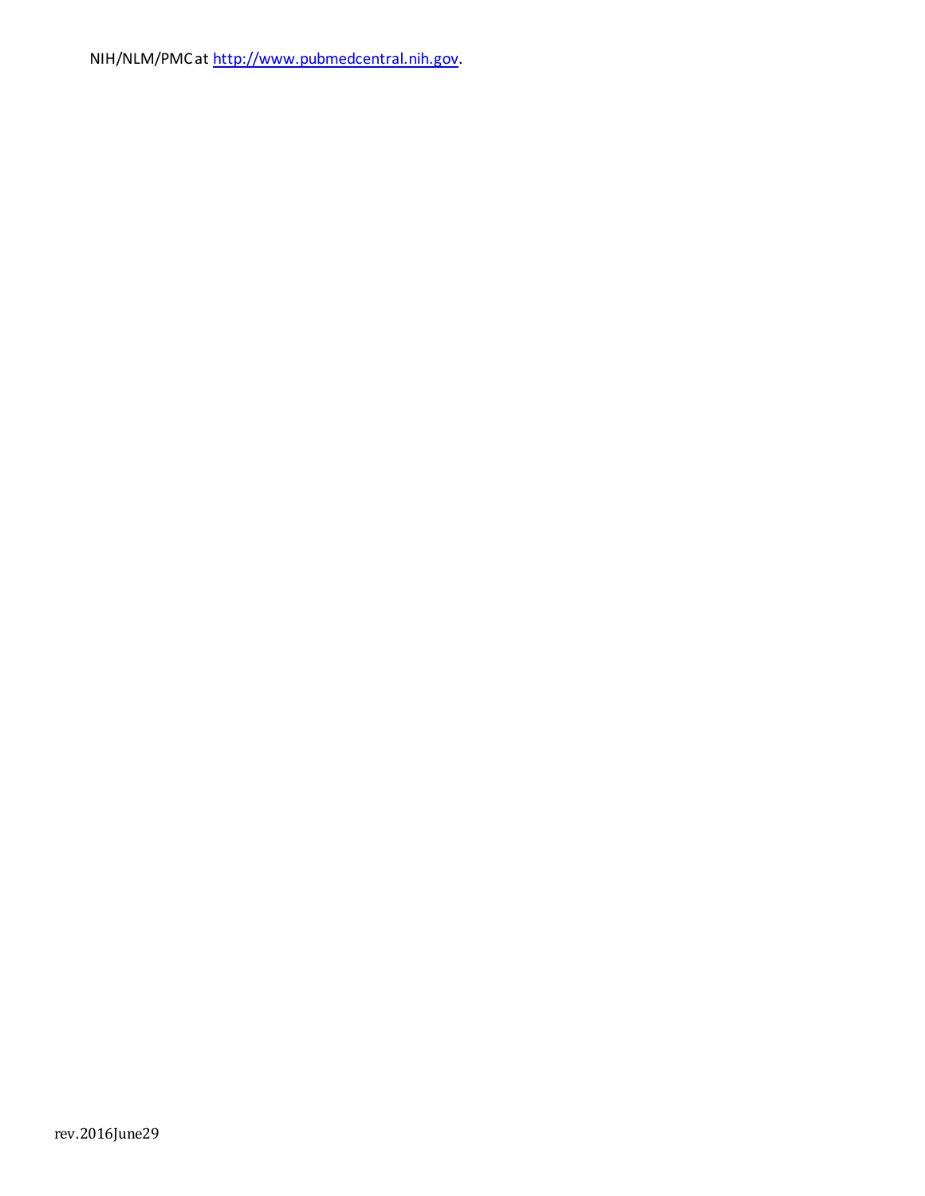NIH/NLM/PMC at [http://www.pubmedcentral.nih.gov](http://www.pubmedcentral.nih.gov).

rev.2016June29